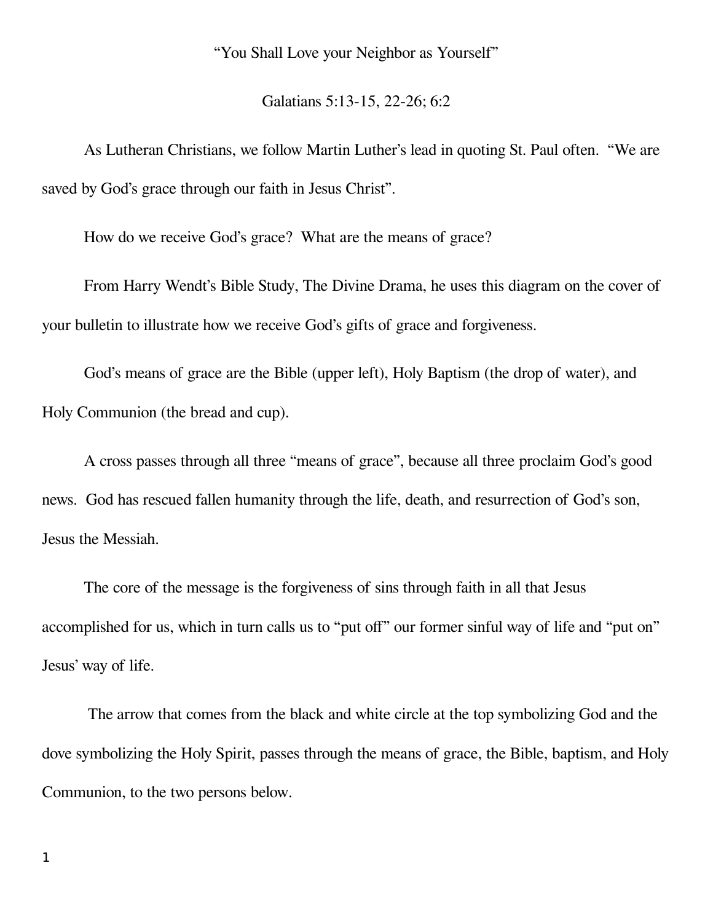“You Shall Love your Neighbor as Yourself”

Galatians 5:13-15, 22-26; 6:2

As Lutheran Christians, we follow Martin Luther’s lead in quoting St. Paul often. “We are saved by God’s grace through our faith in Jesus Christ”.

How do we receive God’s grace? What are the means of grace?

From Harry Wendt’s Bible Study, The Divine Drama, he uses this diagram on the cover of your bulletin to illustrate how we receive God’s gifts of grace and forgiveness.

God’s means of grace are the Bible (upper left), Holy Baptism (the drop of water), and Holy Communion (the bread and cup).

A cross passes through all three “means of grace”, because all three proclaim God’s good news. God has rescued fallen humanity through the life, death, and resurrection of God’s son, Jesus the Messiah.

The core of the message is the forgiveness of sins through faith in all that Jesus accomplished for us, which in turn calls us to “put off” our former sinful way of life and “put on” Jesus’ way of life.

The arrow that comes from the black and white circle at the top symbolizing God and the dove symbolizing the Holy Spirit, passes through the means of grace, the Bible, baptism, and Holy Communion, to the two persons below.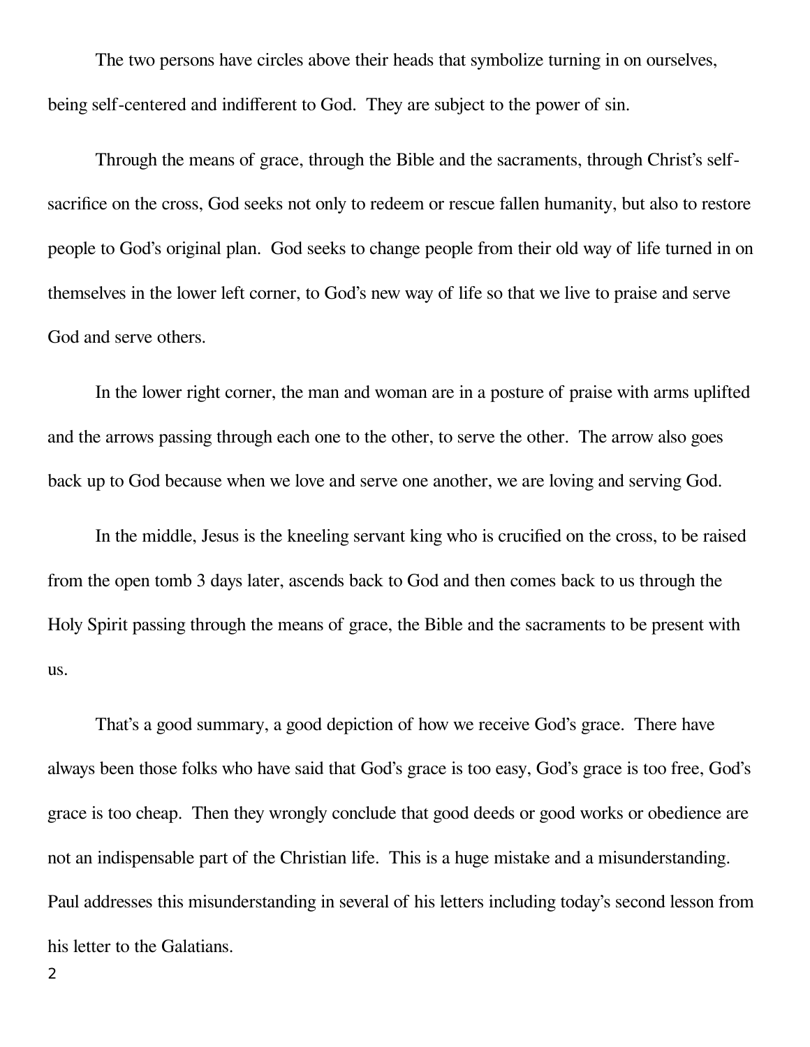The two persons have circles above their heads that symbolize turning in on ourselves, being self-centered and indifferent to God. They are subject to the power of sin.

Through the means of grace, through the Bible and the sacraments, through Christ's self-sacrifice on the cross, God seeks not only to redeem or rescue fallen humanity, but also to restore people to God's original plan. God seeks to change people from their old way of life turned in on themselves in the lower left corner, to God's new way of life so that we live to praise and serve God and serve others.

In the lower right corner, the man and woman are in a posture of praise with arms uplifted and the arrows passing through each one to the other, to serve the other. The arrow also goes back up to God because when we love and serve one another, we are loving and serving God.

In the middle, Jesus is the kneeling servant king who is crucified on the cross, to be raised from the open tomb 3 days later, ascends back to God and then comes back to us through the Holy Spirit passing through the means of grace, the Bible and the sacraments to be present with us.

That's a good summary, a good depiction of how we receive God's grace. There have always been those folks who have said that God's grace is too easy, God's grace is too free, God's grace is too cheap. Then they wrongly conclude that good deeds or good works or obedience are not an indispensable part of the Christian life. This is a huge mistake and a misunderstanding. Paul addresses this misunderstanding in several of his letters including today's second lesson from his letter to the Galatians.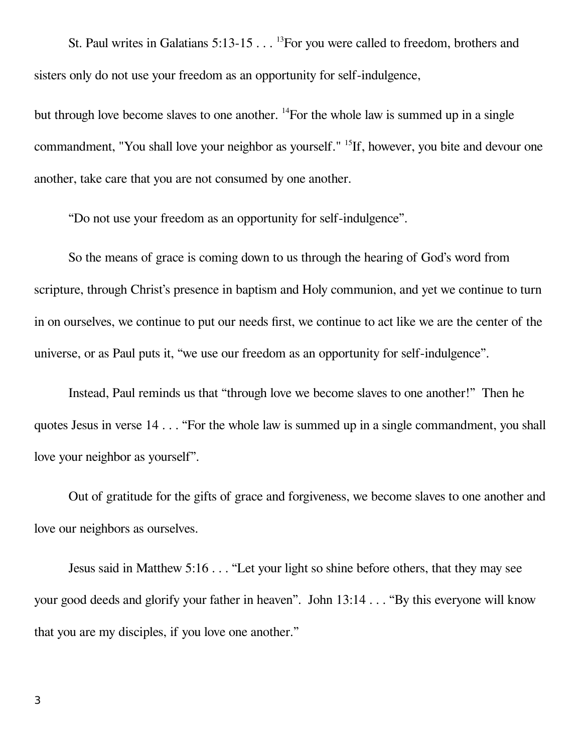St. Paul writes in Galatians 5:13-15 . . . [13]For you were called to freedom, brothers and sisters only do not use your freedom as an opportunity for self-indulgence,

but through love become slaves to one another. [14]For the whole law is summed up in a single commandment, "You shall love your neighbor as yourself." [15]If, however, you bite and devour one another, take care that you are not consumed by one another.

"Do not use your freedom as an opportunity for self-indulgence".

So the means of grace is coming down to us through the hearing of God's word from scripture, through Christ's presence in baptism and Holy communion, and yet we continue to turn in on ourselves, we continue to put our needs first, we continue to act like we are the center of the universe, or as Paul puts it, "we use our freedom as an opportunity for self-indulgence".

Instead, Paul reminds us that "through love we become slaves to one another!" Then he quotes Jesus in verse 14 . . . "For the whole law is summed up in a single commandment, you shall love your neighbor as yourself".

Out of gratitude for the gifts of grace and forgiveness, we become slaves to one another and love our neighbors as ourselves.

Jesus said in Matthew 5:16 . . . "Let your light so shine before others, that they may see your good deeds and glorify your father in heaven". John 13:14 . . . "By this everyone will know that you are my disciples, if you love one another."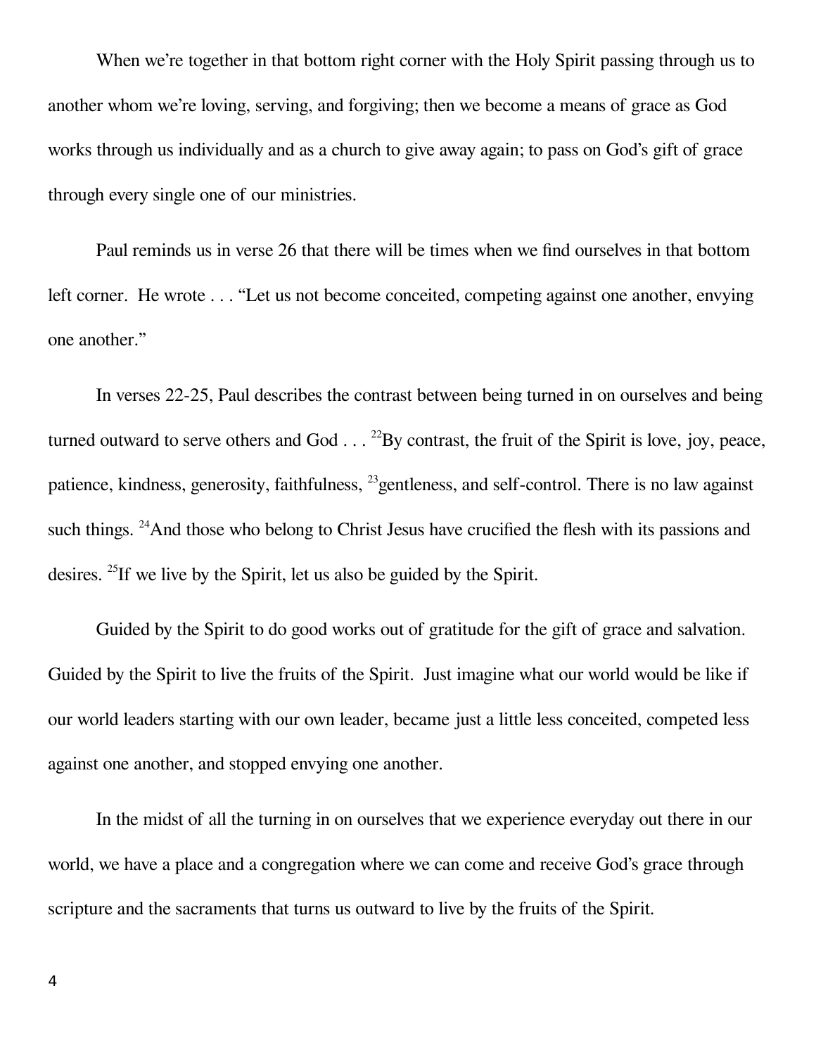When we're together in that bottom right corner with the Holy Spirit passing through us to another whom we're loving, serving, and forgiving; then we become a means of grace as God works through us individually and as a church to give away again; to pass on God's gift of grace through every single one of our ministries.

Paul reminds us in verse 26 that there will be times when we find ourselves in that bottom left corner. He wrote . . . "Let us not become conceited, competing against one another, envying one another."

In verses 22-25, Paul describes the contrast between being turned in on ourselves and being turned outward to serve others and God . . . [22]By contrast, the fruit of the Spirit is love, joy, peace, patience, kindness, generosity, faithfulness, [23]gentleness, and self-control. There is no law against such things. [24]And those who belong to Christ Jesus have crucified the flesh with its passions and desires. [25]If we live by the Spirit, let us also be guided by the Spirit.

Guided by the Spirit to do good works out of gratitude for the gift of grace and salvation. Guided by the Spirit to live the fruits of the Spirit. Just imagine what our world would be like if our world leaders starting with our own leader, became just a little less conceited, competed less against one another, and stopped envying one another.

In the midst of all the turning in on ourselves that we experience everyday out there in our world, we have a place and a congregation where we can come and receive God's grace through scripture and the sacraments that turns us outward to live by the fruits of the Spirit.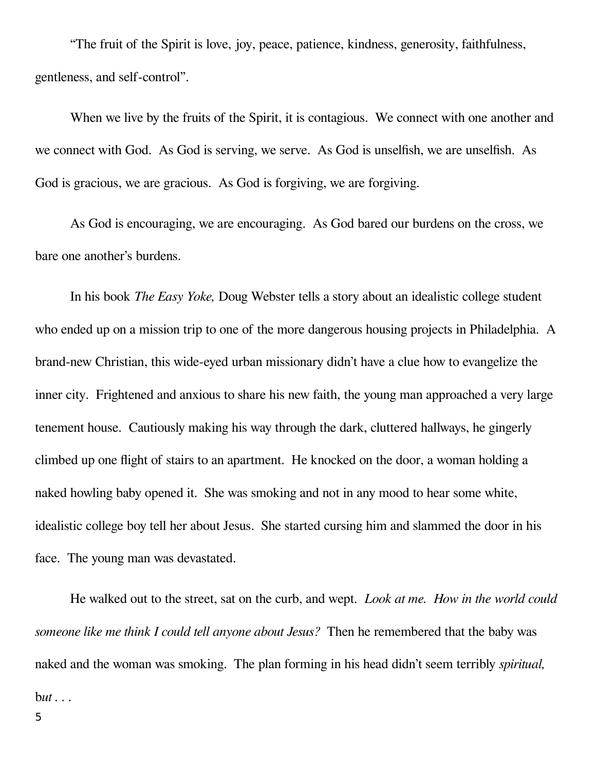"The fruit of the Spirit is love, joy, peace, patience, kindness, generosity, faithfulness, gentleness, and self-control".

When we live by the fruits of the Spirit, it is contagious. We connect with one another and we connect with God. As God is serving, we serve. As God is unselfish, we are unselfish. As God is gracious, we are gracious. As God is forgiving, we are forgiving.

As God is encouraging, we are encouraging. As God bared our burdens on the cross, we bare one another's burdens.

In his book *The Easy Yoke,* Doug Webster tells a story about an idealistic college student who ended up on a mission trip to one of the more dangerous housing projects in Philadelphia. A brand-new Christian, this wide-eyed urban missionary didn't have a clue how to evangelize the inner city. Frightened and anxious to share his new faith, the young man approached a very large tenement house. Cautiously making his way through the dark, cluttered hallways, he gingerly climbed up one flight of stairs to an apartment. He knocked on the door, a woman holding a naked howling baby opened it. She was smoking and not in any mood to hear some white, idealistic college boy tell her about Jesus. She started cursing him and slammed the door in his face. The young man was devastated.

He walked out to the street, sat on the curb, and wept. *Look at me. How in the world could someone like me think I could tell anyone about Jesus?* Then he remembered that the baby was naked and the woman was smoking. The plan forming in his head didn't seem terribly *spiritual,* b*ut . . .*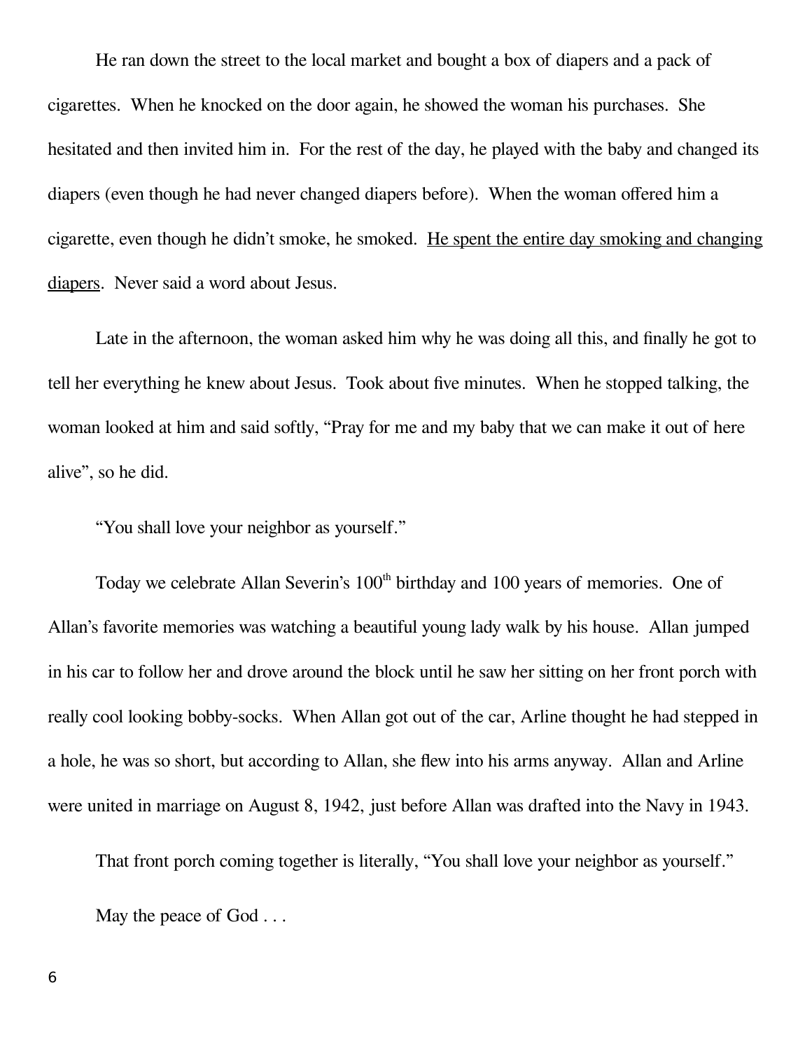He ran down the street to the local market and bought a box of diapers and a pack of cigarettes. When he knocked on the door again, he showed the woman his purchases. She hesitated and then invited him in. For the rest of the day, he played with the baby and changed its diapers (even though he had never changed diapers before). When the woman offered him a cigarette, even though he didn't smoke, he smoked. <u>He spent the entire day smoking and changing diapers</u>. Never said a word about Jesus.

Late in the afternoon, the woman asked him why he was doing all this, and finally he got to tell her everything he knew about Jesus. Took about five minutes. When he stopped talking, the woman looked at him and said softly, "Pray for me and my baby that we can make it out of here alive", so he did.

"You shall love your neighbor as yourself."

Today we celebrate Allan Severin's 100th birthday and 100 years of memories. One of Allan's favorite memories was watching a beautiful young lady walk by his house. Allan jumped in his car to follow her and drove around the block until he saw her sitting on her front porch with really cool looking bobby-socks. When Allan got out of the car, Arline thought he had stepped in a hole, he was so short, but according to Allan, she flew into his arms anyway. Allan and Arline were united in marriage on August 8, 1942, just before Allan was drafted into the Navy in 1943.

That front porch coming together is literally, "You shall love your neighbor as yourself."

May the peace of God . . .